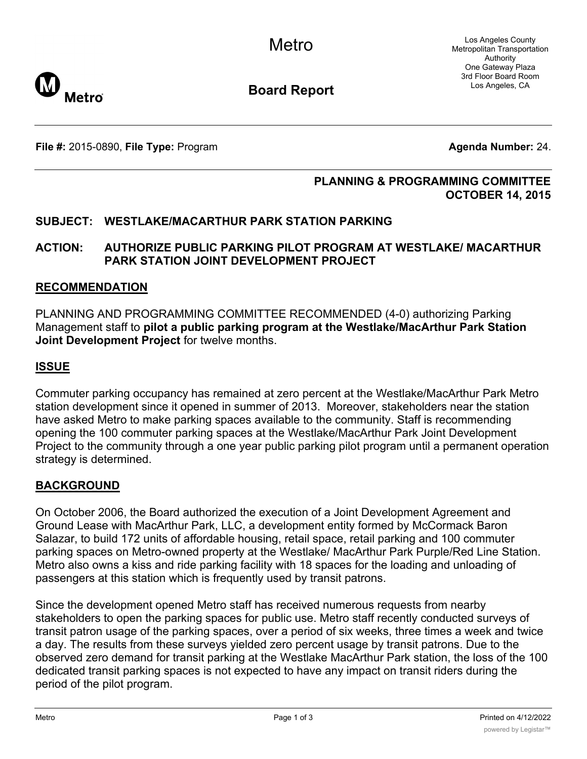Metro

Los Angeles County Metropolitan Transportation Authority
One Gateway Plaza
3rd Floor Board Room
Los Angeles, CA

**Board Report**

---

**File #:** 2015-0890, **File Type:** Program **Agenda Number:** 24.

---

**PLANNING & PROGRAMMING COMMITTEE**
**OCTOBER 14, 2015**

**SUBJECT: WESTLAKE/MACARTHUR PARK STATION PARKING**

**ACTION: AUTHORIZE PUBLIC PARKING PILOT PROGRAM AT WESTLAKE/ MACARTHUR PARK STATION JOINT DEVELOPMENT PROJECT**

## RECOMMENDATION

PLANNING AND PROGRAMMING COMMITTEE RECOMMENDED (4-0) authorizing Parking Management staff to **pilot a public parking program at the Westlake/MacArthur Park Station Joint Development Project** for twelve months.

## ISSUE

Commuter parking occupancy has remained at zero percent at the Westlake/MacArthur Park Metro station development since it opened in summer of 2013. Moreover, stakeholders near the station have asked Metro to make parking spaces available to the community. Staff is recommending opening the 100 commuter parking spaces at the Westlake/MacArthur Park Joint Development Project to the community through a one year public parking pilot program until a permanent operation strategy is determined.

## BACKGROUND

On October 2006, the Board authorized the execution of a Joint Development Agreement and Ground Lease with MacArthur Park, LLC, a development entity formed by McCormack Baron Salazar, to build 172 units of affordable housing, retail space, retail parking and 100 commuter parking spaces on Metro-owned property at the Westlake/ MacArthur Park Purple/Red Line Station. Metro also owns a kiss and ride parking facility with 18 spaces for the loading and unloading of passengers at this station which is frequently used by transit patrons.

Since the development opened Metro staff has received numerous requests from nearby stakeholders to open the parking spaces for public use. Metro staff recently conducted surveys of transit patron usage of the parking spaces, over a period of six weeks, three times a week and twice a day. The results from these surveys yielded zero percent usage by transit patrons. Due to the observed zero demand for transit parking at the Westlake MacArthur Park station, the loss of the 100 dedicated transit parking spaces is not expected to have any impact on transit riders during the period of the pilot program.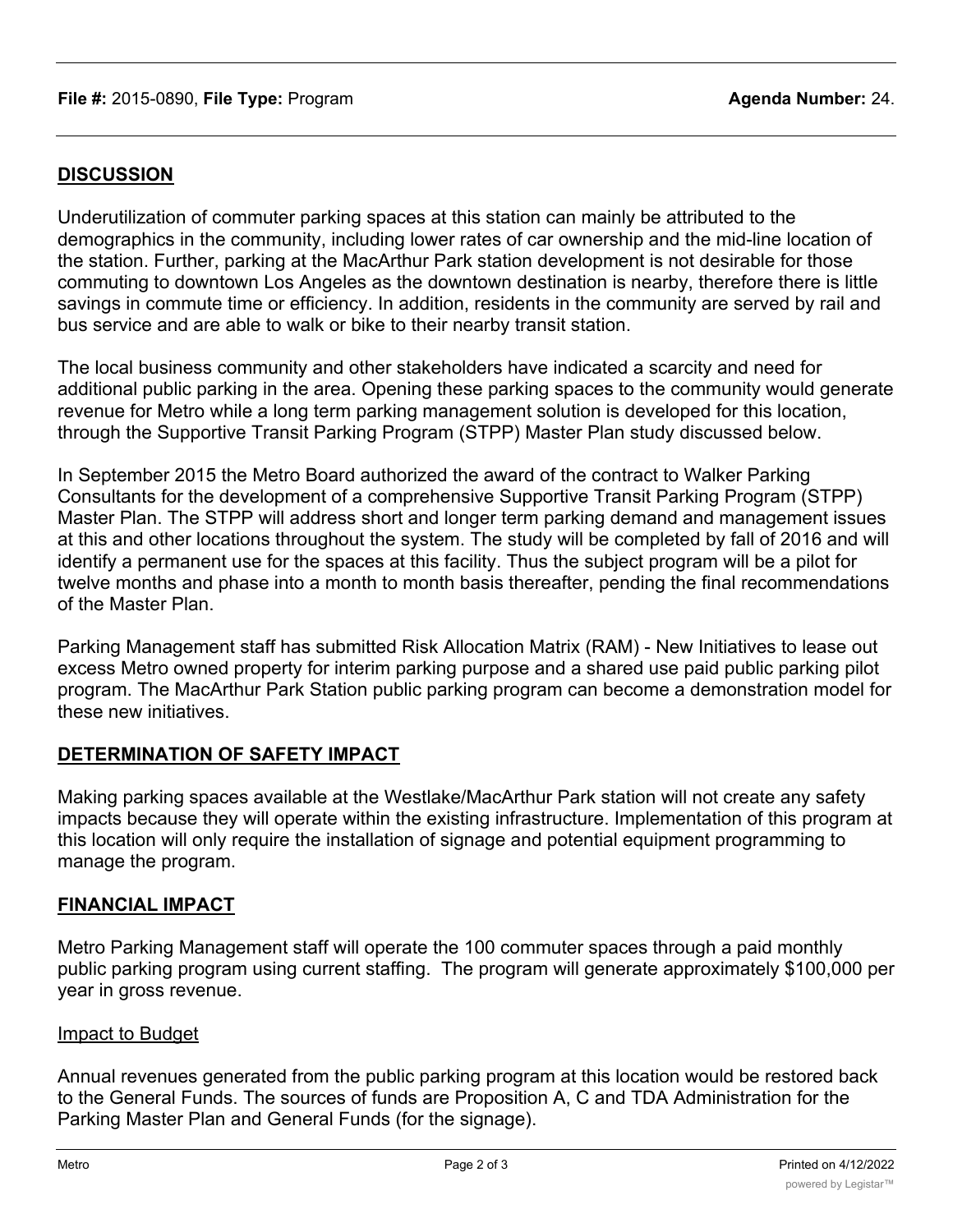## DISCUSSION

Underutilization of commuter parking spaces at this station can mainly be attributed to the demographics in the community, including lower rates of car ownership and the mid-line location of the station. Further, parking at the MacArthur Park station development is not desirable for those commuting to downtown Los Angeles as the downtown destination is nearby, therefore there is little savings in commute time or efficiency. In addition, residents in the community are served by rail and bus service and are able to walk or bike to their nearby transit station.

The local business community and other stakeholders have indicated a scarcity and need for additional public parking in the area. Opening these parking spaces to the community would generate revenue for Metro while a long term parking management solution is developed for this location, through the Supportive Transit Parking Program (STPP) Master Plan study discussed below.

In September 2015 the Metro Board authorized the award of the contract to Walker Parking Consultants for the development of a comprehensive Supportive Transit Parking Program (STPP) Master Plan. The STPP will address short and longer term parking demand and management issues at this and other locations throughout the system. The study will be completed by fall of 2016 and will identify a permanent use for the spaces at this facility. Thus the subject program will be a pilot for twelve months and phase into a month to month basis thereafter, pending the final recommendations of the Master Plan.

Parking Management staff has submitted Risk Allocation Matrix (RAM) - New Initiatives to lease out excess Metro owned property for interim parking purpose and a shared use paid public parking pilot program. The MacArthur Park Station public parking program can become a demonstration model for these new initiatives.

## DETERMINATION OF SAFETY IMPACT

Making parking spaces available at the Westlake/MacArthur Park station will not create any safety impacts because they will operate within the existing infrastructure. Implementation of this program at this location will only require the installation of signage and potential equipment programming to manage the program.

## FINANCIAL IMPACT

Metro Parking Management staff will operate the 100 commuter spaces through a paid monthly public parking program using current staffing. The program will generate approximately $100,000 per year in gross revenue.

### Impact to Budget

Annual revenues generated from the public parking program at this location would be restored back to the General Funds. The sources of funds are Proposition A, C and TDA Administration for the Parking Master Plan and General Funds (for the signage).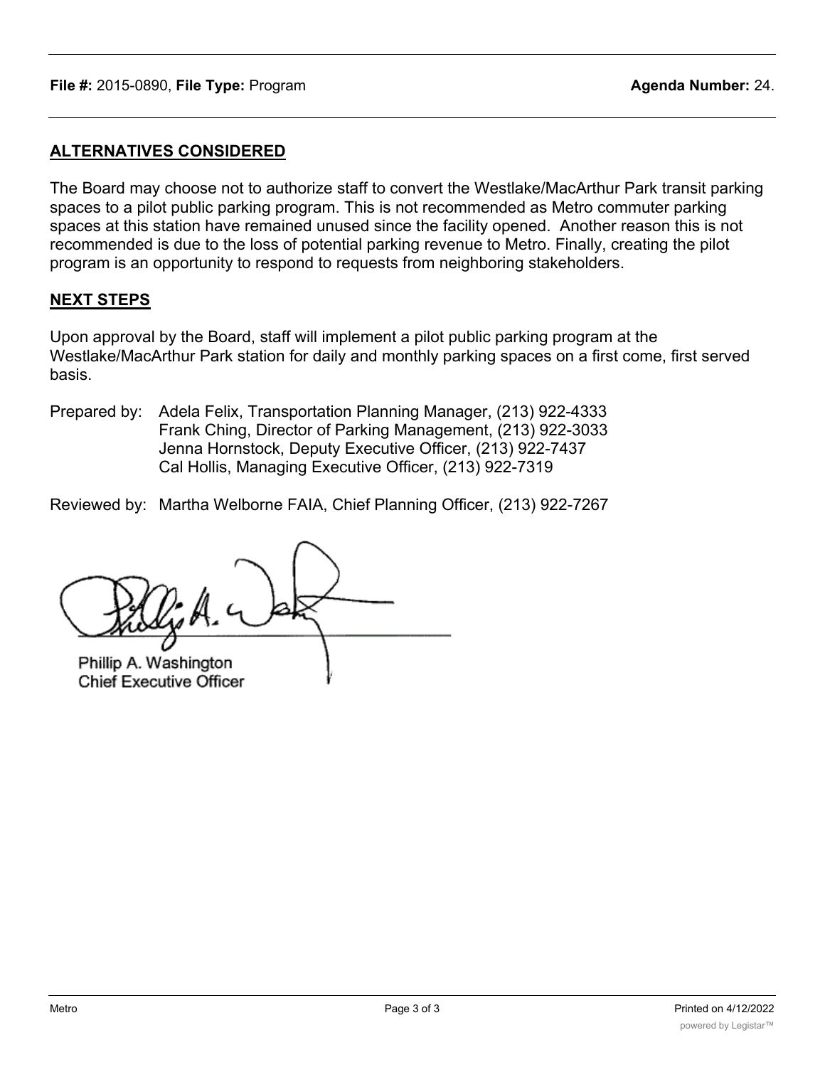## ALTERNATIVES CONSIDERED

The Board may choose not to authorize staff to convert the Westlake/MacArthur Park transit parking spaces to a pilot public parking program. This is not recommended as Metro commuter parking spaces at this station have remained unused since the facility opened. Another reason this is not recommended is due to the loss of potential parking revenue to Metro. Finally, creating the pilot program is an opportunity to respond to requests from neighboring stakeholders.

## NEXT STEPS

Upon approval by the Board, staff will implement a pilot public parking program at the Westlake/MacArthur Park station for daily and monthly parking spaces on a first come, first served basis.

Prepared by: Adela Felix, Transportation Planning Manager, (213) 922-4333
Frank Ching, Director of Parking Management, (213) 922-3033
Jenna Hornstock, Deputy Executive Officer, (213) 922-7437
Cal Hollis, Managing Executive Officer, (213) 922-7319

Reviewed by: Martha Welborne FAIA, Chief Planning Officer, (213) 922-7267

Phillip A. Washington
Chief Executive Officer